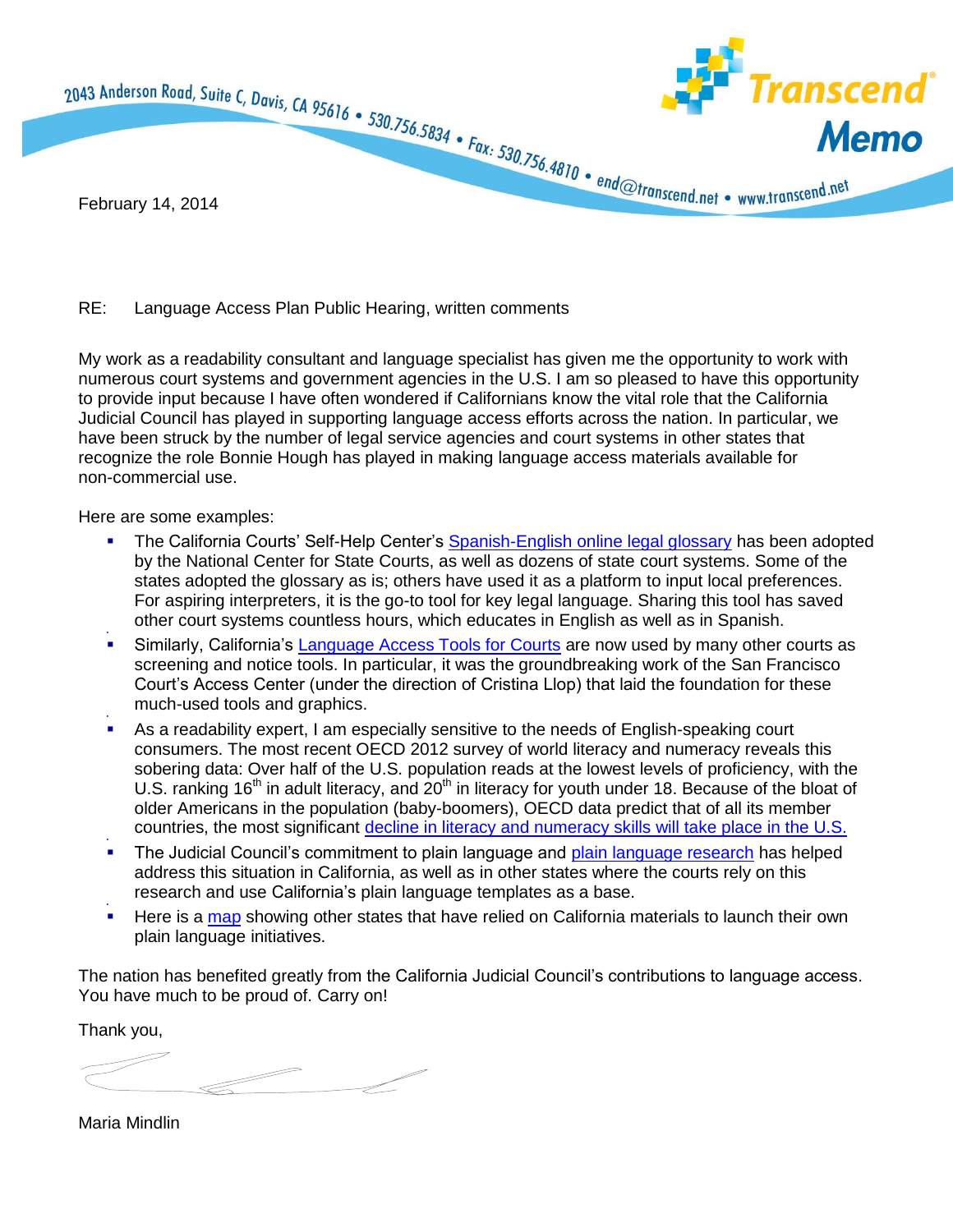2043 Anderson Road, Suite C, Davis, CA 95616 • 530.756.5834 • Fax: 530.756.4810 • end@transcend.net • www.transcend.net

**Transcend Memo**

February 14, 2014

RE: Language Access Plan Public Hearing, written comments

My work as a readability consultant and language specialist has given me the opportunity to work with numerous court systems and government agencies in the U.S. I am so pleased to have this opportunity to provide input because I have often wondered if Californians know the vital role that the California Judicial Council has played in supporting language access efforts across the nation. In particular, we have been struck by the number of legal service agencies and court systems in other states that recognize the role Bonnie Hough has played in making language access materials available for non-commercial use.

Here are some examples:

- The California Courts' Self-Help Center's Spanish-English online legal glossary has been adopted by the National Center for State Courts, as well as dozens of state court systems. Some of the states adopted the glossary as is; others have used it as a platform to input local preferences. For aspiring interpreters, it is the go-to tool for key legal language. Sharing this tool has saved other court systems countless hours, which educates in English as well as in Spanish.
- Similarly, California's Language Access Tools for Courts are now used by many other courts as screening and notice tools. In particular, it was the groundbreaking work of the San Francisco Court's Access Center (under the direction of Cristina Llop) that laid the foundation for these much-used tools and graphics.
- As a readability expert, I am especially sensitive to the needs of English-speaking court consumers. The most recent OECD 2012 survey of world literacy and numeracy reveals this sobering data: Over half of the U.S. population reads at the lowest levels of proficiency, with the U.S. ranking 16th in adult literacy, and 20th in literacy for youth under 18. Because of the bloat of older Americans in the population (baby-boomers), OECD data predict that of all its member countries, the most significant decline in literacy and numeracy skills will take place in the U.S.
- The Judicial Council's commitment to plain language and plain language research has helped address this situation in California, as well as in other states where the courts rely on this research and use California's plain language templates as a base.
- Here is a map showing other states that have relied on California materials to launch their own plain language initiatives.

The nation has benefited greatly from the California Judicial Council's contributions to language access. You have much to be proud of. Carry on!

Thank you,

Maria Mindlin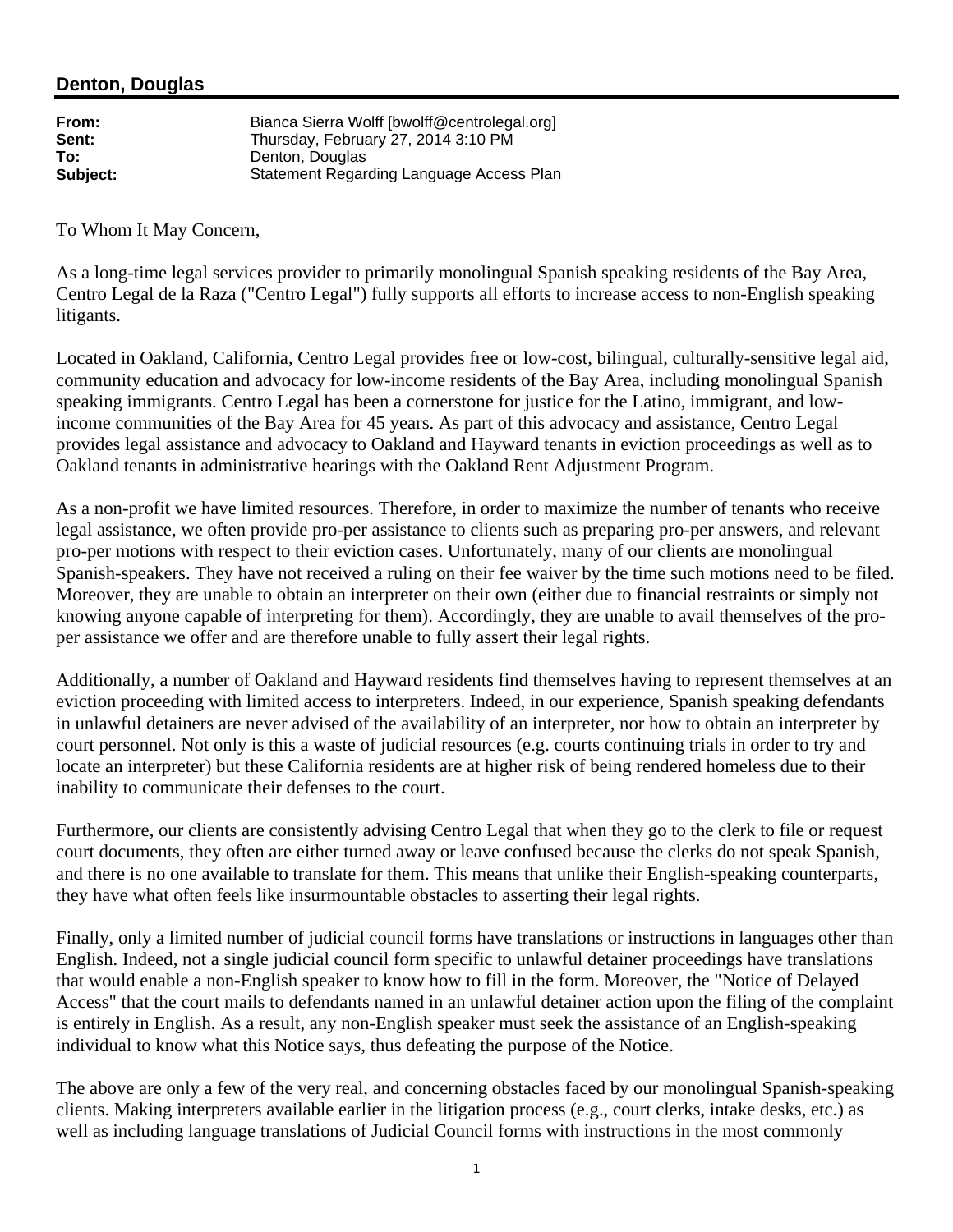## Denton, Douglas

| | |
|---|---|
| **From:** | Bianca Sierra Wolff [bwolff@centrolegal.org] |
| **Sent:** | Thursday, February 27, 2014 3:10 PM |
| **To:** | Denton, Douglas |
| **Subject:** | Statement Regarding Language Access Plan |

To Whom It May Concern,

As a long-time legal services provider to primarily monolingual Spanish speaking residents of the Bay Area, Centro Legal de la Raza ("Centro Legal") fully supports all efforts to increase access to non-English speaking litigants.

Located in Oakland, California, Centro Legal provides free or low-cost, bilingual, culturally-sensitive legal aid, community education and advocacy for low-income residents of the Bay Area, including monolingual Spanish speaking immigrants. Centro Legal has been a cornerstone for justice for the Latino, immigrant, and low-income communities of the Bay Area for 45 years. As part of this advocacy and assistance, Centro Legal provides legal assistance and advocacy to Oakland and Hayward tenants in eviction proceedings as well as to Oakland tenants in administrative hearings with the Oakland Rent Adjustment Program.

As a non-profit we have limited resources. Therefore, in order to maximize the number of tenants who receive legal assistance, we often provide pro-per assistance to clients such as preparing pro-per answers, and relevant pro-per motions with respect to their eviction cases. Unfortunately, many of our clients are monolingual Spanish-speakers. They have not received a ruling on their fee waiver by the time such motions need to be filed. Moreover, they are unable to obtain an interpreter on their own (either due to financial restraints or simply not knowing anyone capable of interpreting for them). Accordingly, they are unable to avail themselves of the pro-per assistance we offer and are therefore unable to fully assert their legal rights.

Additionally, a number of Oakland and Hayward residents find themselves having to represent themselves at an eviction proceeding with limited access to interpreters. Indeed, in our experience, Spanish speaking defendants in unlawful detainers are never advised of the availability of an interpreter, nor how to obtain an interpreter by court personnel. Not only is this a waste of judicial resources (e.g. courts continuing trials in order to try and locate an interpreter) but these California residents are at higher risk of being rendered homeless due to their inability to communicate their defenses to the court.

Furthermore, our clients are consistently advising Centro Legal that when they go to the clerk to file or request court documents, they often are either turned away or leave confused because the clerks do not speak Spanish, and there is no one available to translate for them. This means that unlike their English-speaking counterparts, they have what often feels like insurmountable obstacles to asserting their legal rights.

Finally, only a limited number of judicial council forms have translations or instructions in languages other than English. Indeed, not a single judicial council form specific to unlawful detainer proceedings have translations that would enable a non-English speaker to know how to fill in the form. Moreover, the "Notice of Delayed Access" that the court mails to defendants named in an unlawful detainer action upon the filing of the complaint is entirely in English. As a result, any non-English speaker must seek the assistance of an English-speaking individual to know what this Notice says, thus defeating the purpose of the Notice.

The above are only a few of the very real, and concerning obstacles faced by our monolingual Spanish-speaking clients. Making interpreters available earlier in the litigation process (e.g., court clerks, intake desks, etc.) as well as including language translations of Judicial Council forms with instructions in the most commonly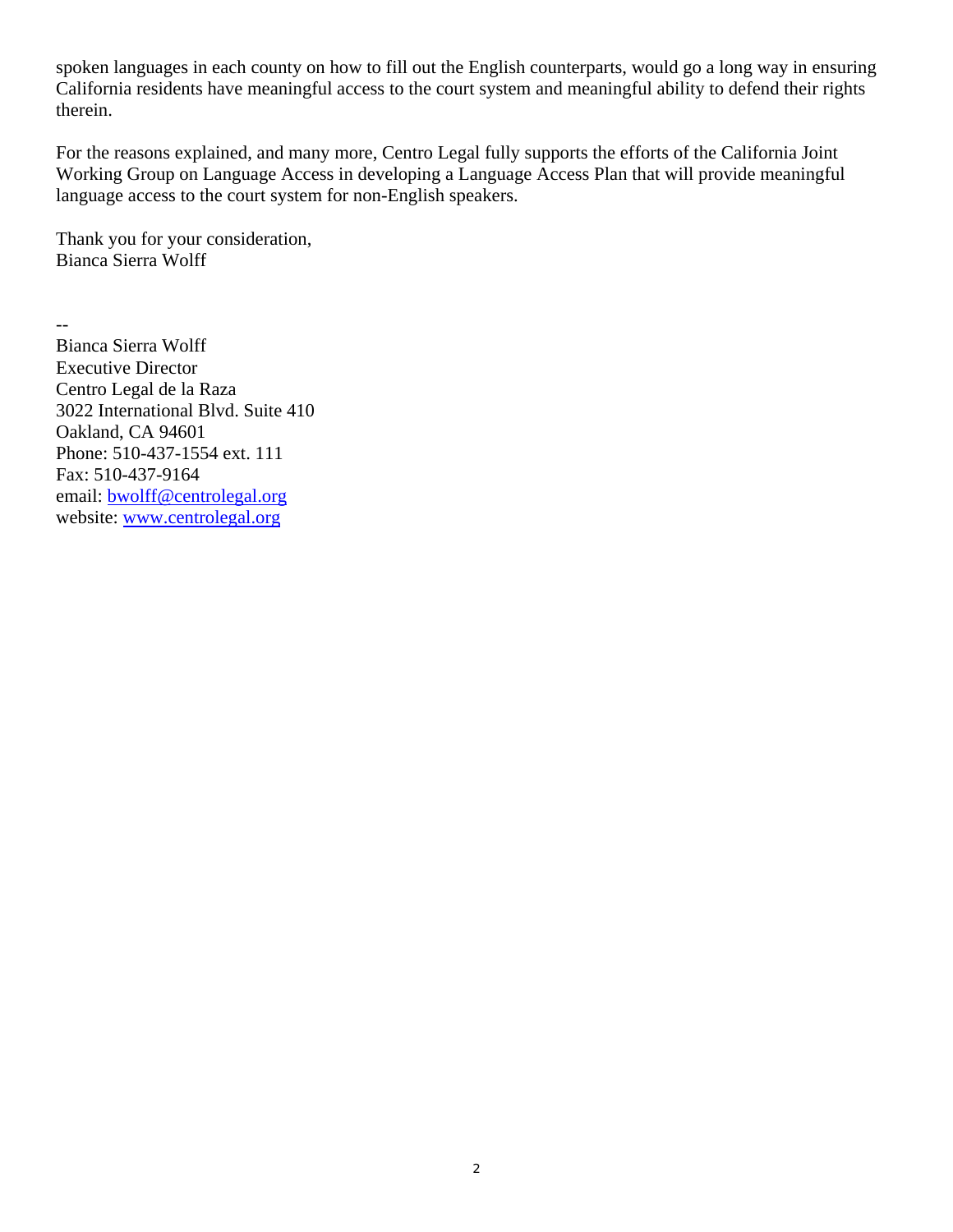spoken languages in each county on how to fill out the English counterparts, would go a long way in ensuring California residents have meaningful access to the court system and meaningful ability to defend their rights therein.

For the reasons explained, and many more, Centro Legal fully supports the efforts of the California Joint Working Group on Language Access in developing a Language Access Plan that will provide meaningful language access to the court system for non-English speakers.

Thank you for your consideration,  
Bianca Sierra Wolff

--  
Bianca Sierra Wolff  
Executive Director  
Centro Legal de la Raza  
3022 International Blvd. Suite 410  
Oakland, CA 94601  
Phone: 510-437-1554 ext. 111  
Fax: 510-437-9164  
email: bwolff@centrolegal.org  
website: www.centrolegal.org